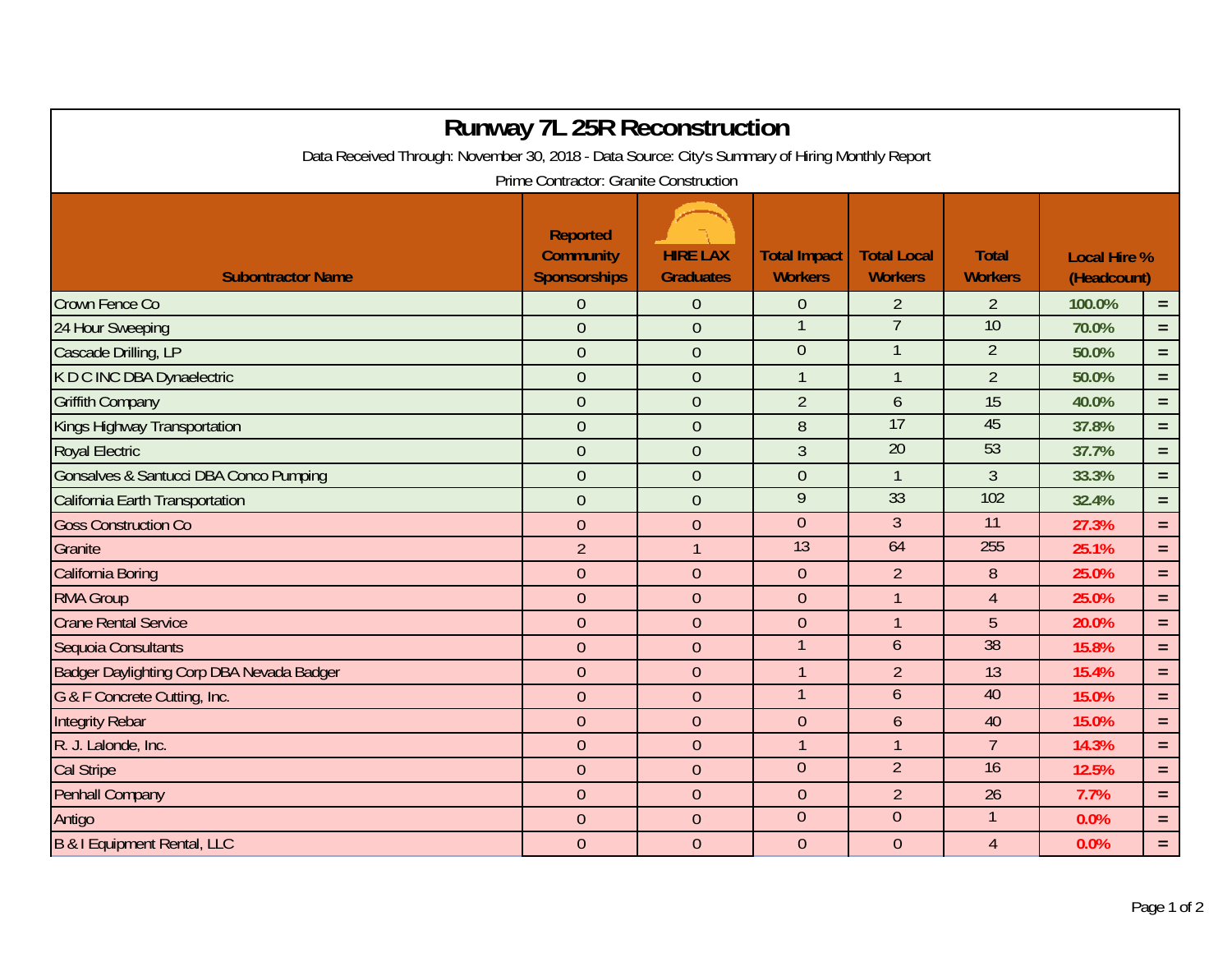# Runway 7L 25R Reconstruction

Data Received Through: November 30, 2018 - Data Source: City's Summary of Hiring Monthly Report

Prime Contractor: Granite Construction

| Subontractor Name | Reported Community Sponsorships | HIRE LAX Graduates | Total Impact Workers | Total Local Workers | Total Workers | Local Hire % (Headcount) | |
|---|---|---|---|---|---|---|---|
| Crown Fence Co | 0 | 0 | 0 | 2 | 2 | 100.0% | = |
| 24 Hour Sweeping | 0 | 0 | 1 | 7 | 10 | 70.0% | = |
| Cascade Drilling, LP | 0 | 0 | 0 | 1 | 2 | 50.0% | = |
| K D C INC DBA Dynaelectric | 0 | 0 | 1 | 1 | 2 | 50.0% | = |
| Griffith Company | 0 | 0 | 2 | 6 | 15 | 40.0% | = |
| Kings Highway Transportation | 0 | 0 | 8 | 17 | 45 | 37.8% | = |
| Royal Electric | 0 | 0 | 3 | 20 | 53 | 37.7% | = |
| Gonsalves & Santucci DBA Conco Pumping | 0 | 0 | 0 | 1 | 3 | 33.3% | = |
| California Earth Transportation | 0 | 0 | 9 | 33 | 102 | 32.4% | = |
| Goss Construction Co | 0 | 0 | 0 | 3 | 11 | 27.3% | = |
| Granite | 2 | 1 | 13 | 64 | 255 | 25.1% | = |
| California Boring | 0 | 0 | 0 | 2 | 8 | 25.0% | = |
| RMA Group | 0 | 0 | 0 | 1 | 4 | 25.0% | = |
| Crane Rental Service | 0 | 0 | 0 | 1 | 5 | 20.0% | = |
| Sequoia Consultants | 0 | 0 | 1 | 6 | 38 | 15.8% | = |
| Badger Daylighting Corp DBA Nevada Badger | 0 | 0 | 1 | 2 | 13 | 15.4% | = |
| G & F Concrete Cutting, Inc. | 0 | 0 | 1 | 6 | 40 | 15.0% | = |
| Integrity Rebar | 0 | 0 | 0 | 6 | 40 | 15.0% | = |
| R. J. Lalonde, Inc. | 0 | 0 | 1 | 1 | 7 | 14.3% | = |
| Cal Stripe | 0 | 0 | 0 | 2 | 16 | 12.5% | = |
| Penhall Company | 0 | 0 | 0 | 2 | 26 | 7.7% | = |
| Antigo | 0 | 0 | 0 | 0 | 1 | 0.0% | = |
| B & I Equipment Rental, LLC | 0 | 0 | 0 | 0 | 4 | 0.0% | = |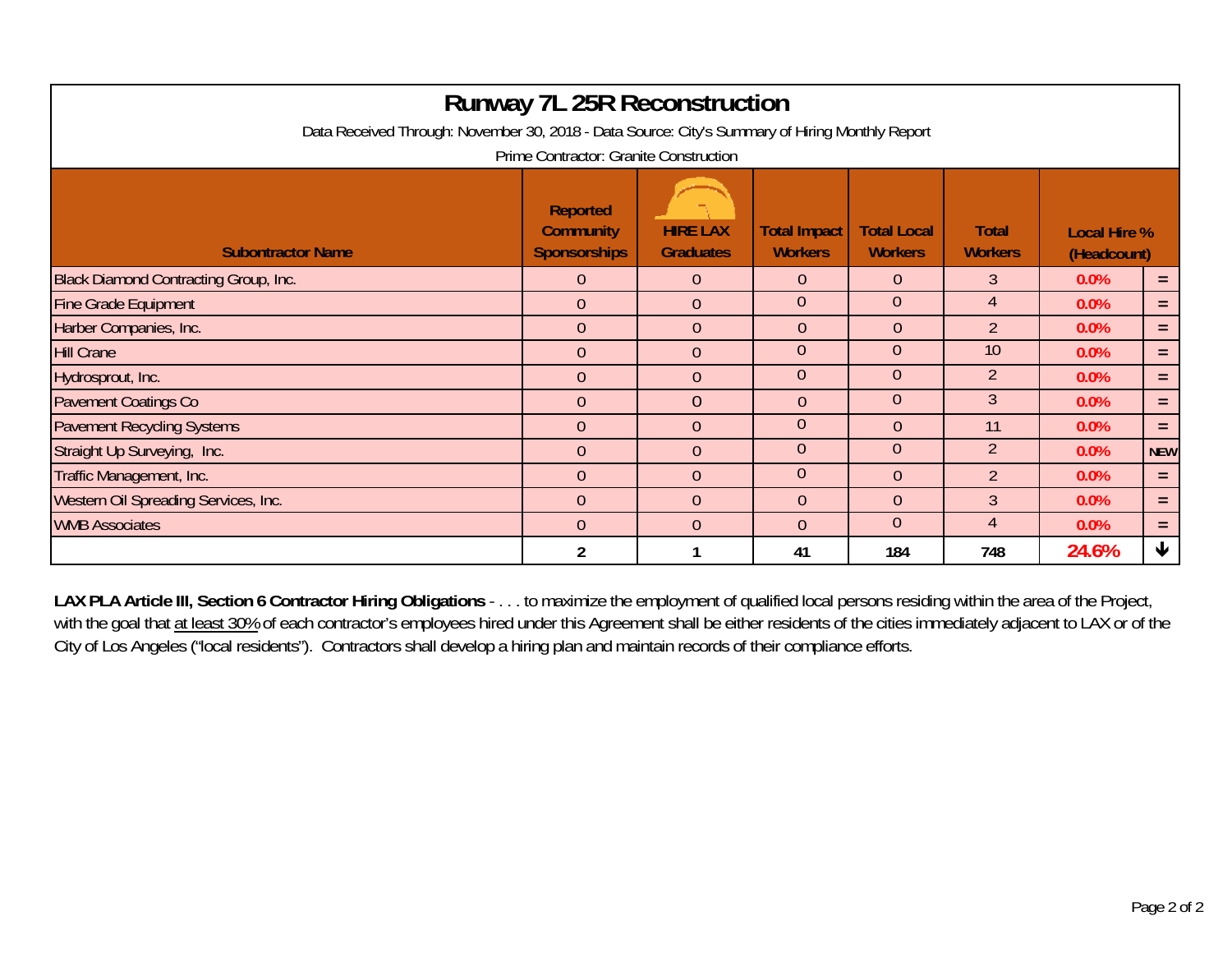# Runway 7L 25R Reconstruction

Data Received Through: November 30, 2018 - Data Source: City's Summary of Hiring Monthly Report

Prime Contractor: Granite Construction

| Subcontractor Name | Reported Community Sponsorships | HIRE LAX Graduates | Total Impact Workers | Total Local Workers | Total Workers | Local Hire % (Headcount) | |
|---|---|---|---|---|---|---|---|
| Black Diamond Contracting Group, Inc. | 0 | 0 | 0 | 0 | 3 | 0.0% | = |
| Fine Grade Equipment | 0 | 0 | 0 | 0 | 4 | 0.0% | = |
| Harber Companies, Inc. | 0 | 0 | 0 | 0 | 2 | 0.0% | = |
| Hill Crane | 0 | 0 | 0 | 0 | 10 | 0.0% | = |
| Hydrosprout, Inc. | 0 | 0 | 0 | 0 | 2 | 0.0% | = |
| Pavement Coatings Co | 0 | 0 | 0 | 0 | 3 | 0.0% | = |
| Pavement Recycling Systems | 0 | 0 | 0 | 0 | 11 | 0.0% | = |
| Straight Up Surveying, Inc. | 0 | 0 | 0 | 0 | 2 | 0.0% | NEW |
| Traffic Management, Inc. | 0 | 0 | 0 | 0 | 2 | 0.0% | = |
| Western Oil Spreading Services, Inc. | 0 | 0 | 0 | 0 | 3 | 0.0% | = |
| WMB Associates | 0 | 0 | 0 | 0 | 4 | 0.0% | = |
| | **2** | **1** | **41** | **184** | **748** | **24.6%** | ↓ |

**LAX PLA Article III, Section 6 Contractor Hiring Obligations** - . . . to maximize the employment of qualified local persons residing within the area of the Project, with the goal that at least 30% of each contractor's employees hired under this Agreement shall be either residents of the cities immediately adjacent to LAX or of the City of Los Angeles ("local residents"). Contractors shall develop a hiring plan and maintain records of their compliance efforts.